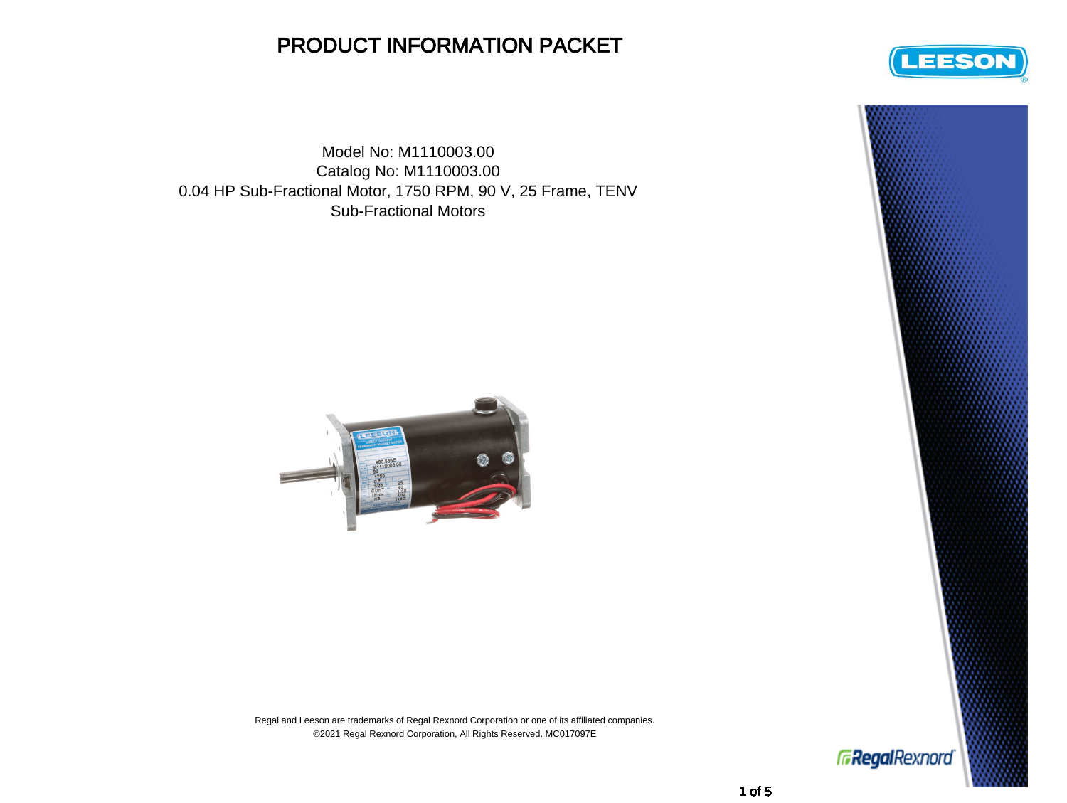# PRODUCT INFORMATION PACKET

Model No: M1110003.00
Catalog No: M1110003.00
0.04 HP Sub-Fractional Motor, 1750 RPM, 90 V, 25 Frame, TENV
Sub-Fractional Motors

Regal and Leeson are trademarks of Regal Rexnord Corporation or one of its affiliated companies.
©2021 Regal Rexnord Corporation, All Rights Reserved. MC017097E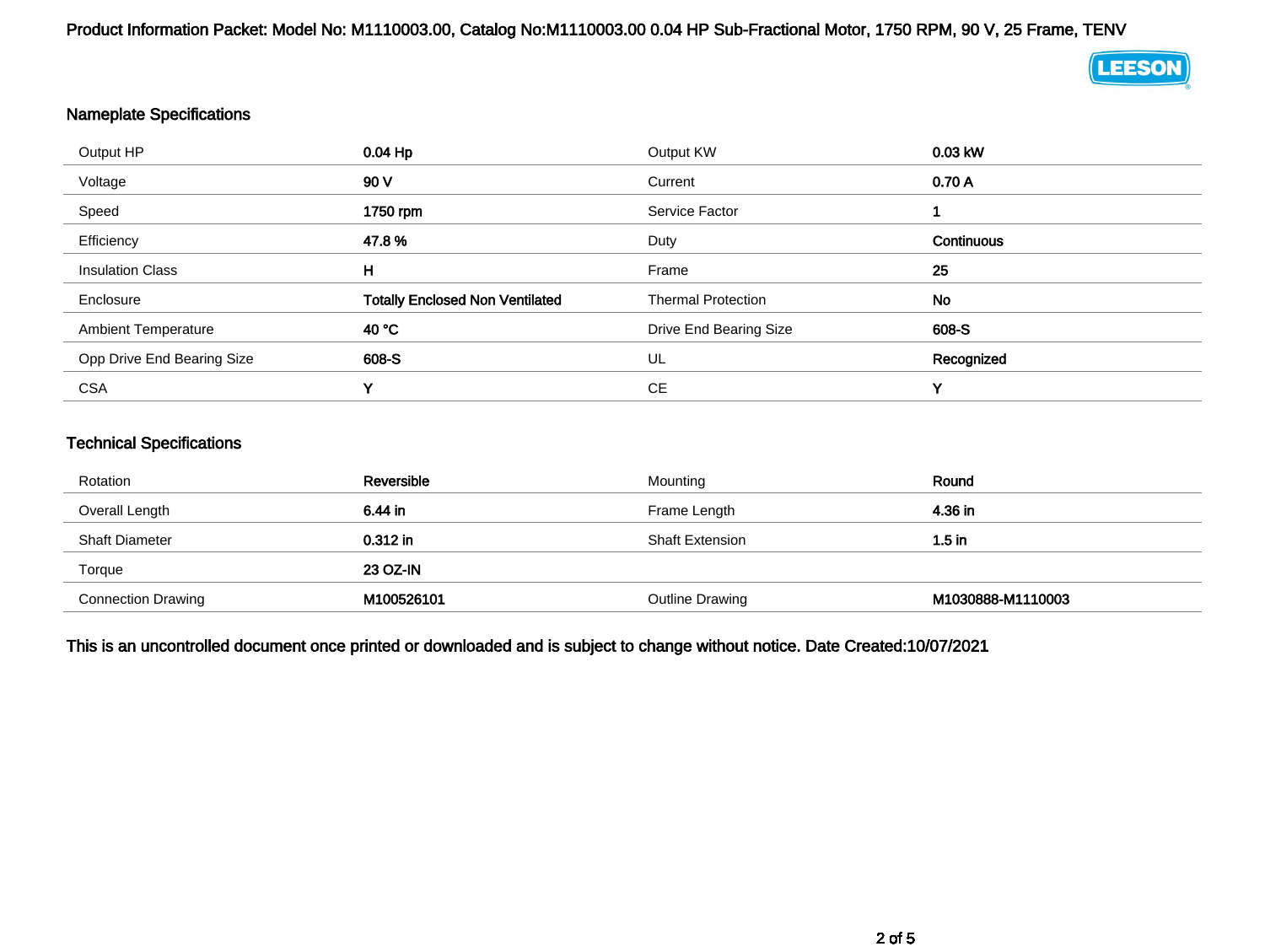Product Information Packet: Model No: M1110003.00, Catalog No:M1110003.00 0.04 HP Sub-Fractional Motor, 1750 RPM, 90 V, 25 Frame, TENV

## Nameplate Specifications

| | | | |
|---|---|---|---|
| Output HP | **0.04 Hp** | Output KW | **0.03 kW** |
| Voltage | **90 V** | Current | **0.70 A** |
| Speed | **1750 rpm** | Service Factor | **1** |
| Efficiency | **47.8 %** | Duty | **Continuous** |
| Insulation Class | **H** | Frame | **25** |
| Enclosure | **Totally Enclosed Non Ventilated** | Thermal Protection | **No** |
| Ambient Temperature | **40 °C** | Drive End Bearing Size | **608-S** |
| Opp Drive End Bearing Size | **608-S** | UL | **Recognized** |
| CSA | **Y** | CE | **Y** |

## Technical Specifications

| | | | |
|---|---|---|---|
| Rotation | **Reversible** | Mounting | **Round** |
| Overall Length | **6.44 in** | Frame Length | **4.36 in** |
| Shaft Diameter | **0.312 in** | Shaft Extension | **1.5 in** |
| Torque | **23 OZ-IN** | | |
| Connection Drawing | **M100526101** | Outline Drawing | **M1030888-M1110003** |

This is an uncontrolled document once printed or downloaded and is subject to change without notice. Date Created:10/07/2021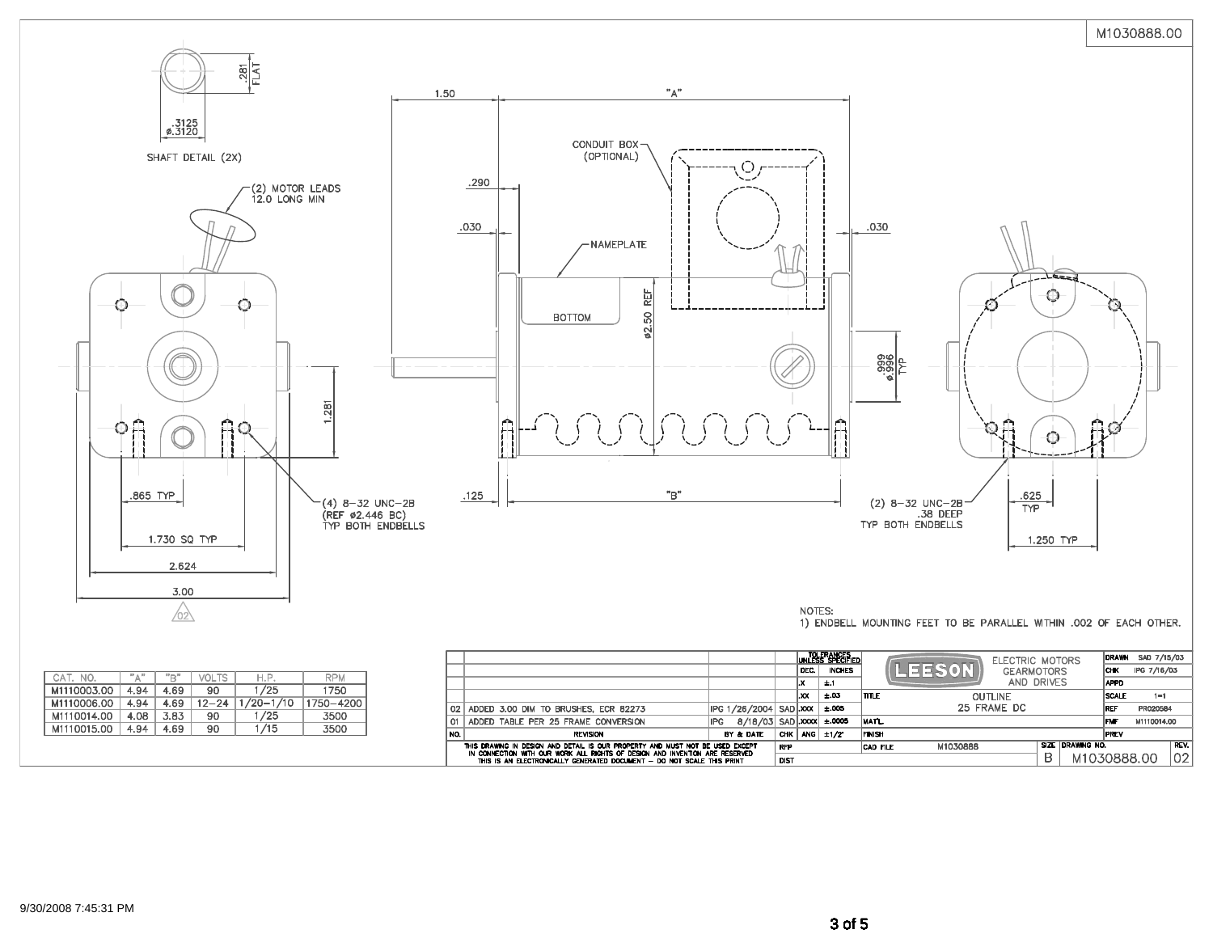M1030888.00

SHAFT DETAIL (2X)

.3125
ø.3120

.281 FLAT

(2) MOTOR LEADS
12.0 LONG MIN

1.50

"A"

.290

.030

.030

CONDUIT BOX
(OPTIONAL)

NAMEPLATE

BOTTOM

ø2.50 REF

.999
ø.996
TYP

1.281

.865 TYP

1.730 SQ TYP

2.624

3.00

(4) 8-32 UNC-2B
(REF ø2.446 BC)
TYP BOTH ENDBELLS

.125

"B"

(2) 8-32 UNC-2B
.38 DEEP
TYP BOTH ENDBELLS

.625
TYP

1.250 TYP

NOTES:
1) ENDBELL MOUNTING FEET TO BE PARALLEL WITHIN .002 OF EACH OTHER.

| CAT. NO. | "A" | "B" | VOLTS | H.P. | RPM |
|---|---|---|---|---|---|
| M1110003.00 | 4.94 | 4.69 | 90 | 1/25 | 1750 |
| M1110006.00 | 4.94 | 4.69 | 12–24 | 1/20–1/10 | 1750–4200 |
| M1110014.00 | 4.08 | 3.83 | 90 | 1/25 | 3500 |
| M1110015.00 | 4.94 | 4.69 | 90 | 1/15 | 3500 |

| NO. | REVISION | BY & DATE | CHK |
|---|---|---|---|
| 02 | ADDED 3.00 DIM TO BRUSHES, ECR 82273 | IPG 1/26/2004 | SAD |
| 01 | ADDED TABLE PER 25 FRAME CONVERSION | IPG 8/18/03 | SAD |

| TOLERANCES UNLESS SPECIFIED | |
|---|---|
| DEC. | INCHES |
| .X | ±.1 |
| .XX | ±.03 |
| .XXX | ±.005 |
| .XXXX | ±.0005 |
| ANG | ±1/2° |

LEESON — ELECTRIC MOTORS, GEARMOTORS AND DRIVES

TITLE: OUTLINE 25 FRAME DC

MAT'L:

FINISH:

CAD FILE: M1030888

DRAWN: SAD 7/15/03
CHK: IPG 7/16/03
APPD:
SCALE: 1=1
REF: PR020584
FMF: M1110014.00
PREV:

SIZE: B
DRAWING NO.: M1030888.00
REV.: 02

RFP

DIST

THIS DRAWING IN DESIGN AND DETAIL IS OUR PROPERTY AND MUST NOT BE USED EXCEPT IN CONNECTION WITH OUR WORK ALL RIGHTS OF DESIGN AND INVENTION ARE RESERVED
THIS IS AN ELECTRONICALLY GENERATED DOCUMENT – DO NOT SCALE THIS PRINT

9/30/2008 7:45:31 PM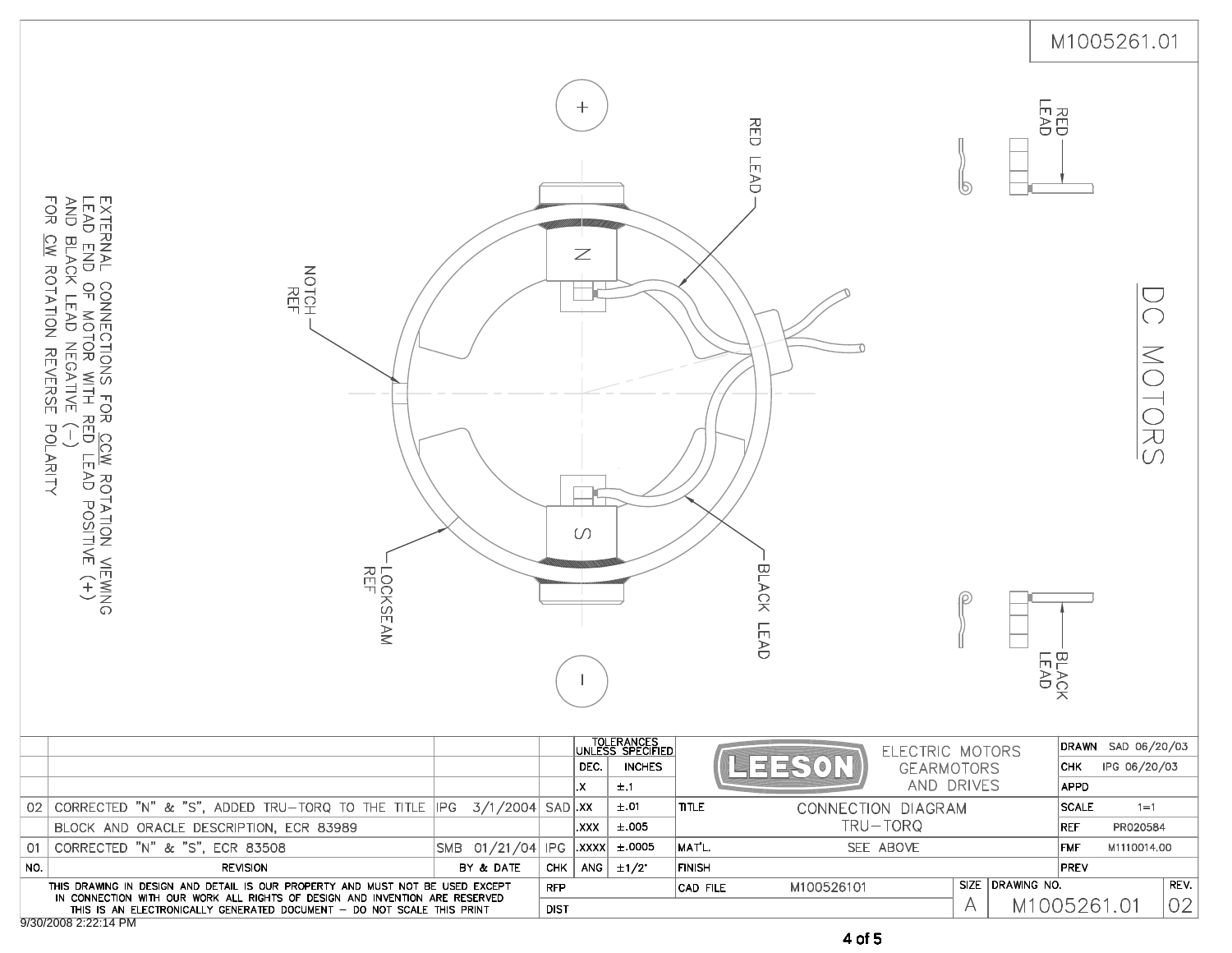M1005261.01

# DC MOTORS

EXTERNAL CONNECTIONS FOR CCW ROTATION VIEWING LEAD END OF MOTOR WITH RED LEAD POSITIVE (+) AND BLACK LEAD NEGATIVE (–) FOR CW ROTATION REVERSE POLARITY

+

–

N

S

RED LEAD

BLACK LEAD

NOTCH REF

LOCKSEAM REF

RED LEAD

BLACK LEAD

| NO. | REVISION | BY & DATE | CHK |
|---|---|---|---|
| 02 | CORRECTED "N" & "S", ADDED TRU-TORQ TO THE TITLE BLOCK AND ORACLE DESCRIPTION, ECR 83989 | IPG 3/1/2004 | SAD |
| 01 | CORRECTED "N" & "S", ECR 83508 | SMB 01/21/04 | IPG |

| TOLERANCES UNLESS SPECIFIED | |
|---|---|
| DEC. | INCHES |
| .X | ±.1 |
| .XX | ±.01 |
| .XXX | ±.005 |
| .XXXX | ±.0005 |
| ANG | ±1/2° |

LEESON ELECTRIC MOTORS GEARMOTORS AND DRIVES

| | |
|---|---|
| TITLE | CONNECTION DIAGRAM TRU-TORQ |
| MAT'L. | SEE ABOVE |
| FINISH | |
| RFP | |
| DIST | |
| CAD FILE | M100526101 |

| | |
|---|---|
| DRAWN | SAD 06/20/03 |
| CHK | IPG 06/20/03 |
| APPD | |
| SCALE | 1=1 |
| REF | PR020584 |
| FMF | M1110014.00 |
| PREV | |

| SIZE | DRAWING NO. | REV. |
|---|---|---|
| A | M1005261.01 | 02 |

THIS DRAWING IN DESIGN AND DETAIL IS OUR PROPERTY AND MUST NOT BE USED EXCEPT IN CONNECTION WITH OUR WORK ALL RIGHTS OF DESIGN AND INVENTION ARE RESERVED THIS IS AN ELECTRONICALLY GENERATED DOCUMENT – DO NOT SCALE THIS PRINT

9/30/2008 2:22:14 PM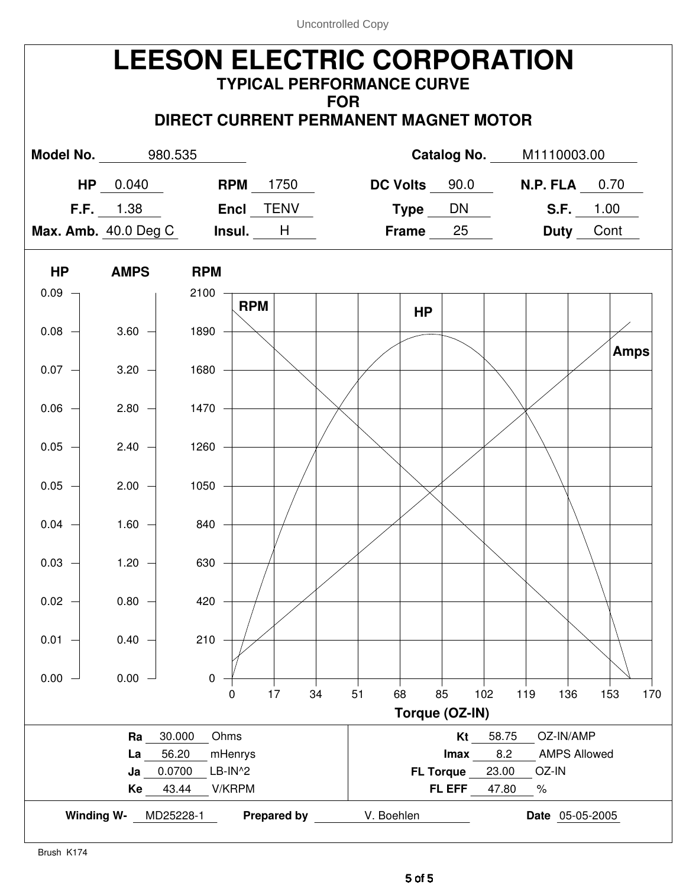Uncontrolled Copy

# LEESON ELECTRIC CORPORATION

## TYPICAL PERFORMANCE CURVE
## FOR
## DIRECT CURRENT PERMANENT MAGNET MOTOR

**Model No.** 980.535 **Catalog No.** M1110003.00

| | | | | | | | |
|---|---|---|---|---|---|---|---|
| **HP** | 0.040 | **RPM** | 1750 | **DC Volts** | 90.0 | **N.P. FLA** | 0.70 |
| **F.F.** | 1.38 | **Encl** | TENV | **Type** | DN | **S.F.** | 1.00 |
| **Max. Amb.** | 40.0 Deg C | **Insul.** | H | **Frame** | 25 | **Duty** | Cont |

HP AMPS RPM

HP: 0.09, 0.08, 0.07, 0.06, 0.05, 0.05, 0.04, 0.03, 0.02, 0.01, 0.00

AMPS: 3.60, 3.20, 2.80, 2.40, 2.00, 1.60, 1.20, 0.80, 0.40, 0.00

RPM: 2100, 1890, 1680, 1470, 1260, 1050, 840, 630, 420, 210, 0

RPM HP Amps

0 17 34 51 68 85 102 119 136 153 170

Torque (OZ-IN)

| | | | | | |
|---|---|---|---|---|---|
| **Ra** | 30.000 | Ohms | **Kt** | 58.75 | OZ-IN/AMP |
| **La** | 56.20 | mHenrys | **Imax** | 8.2 | AMPS Allowed |
| **Ja** | 0.0700 | LB-IN^2 | **FL Torque** | 23.00 | OZ-IN |
| **Ke** | 43.44 | V/KRPM | **FL EFF** | 47.80 | % |

**Winding W-** MD25228-1 **Prepared by** V. Boehlen **Date** 05-05-2005

Brush K174